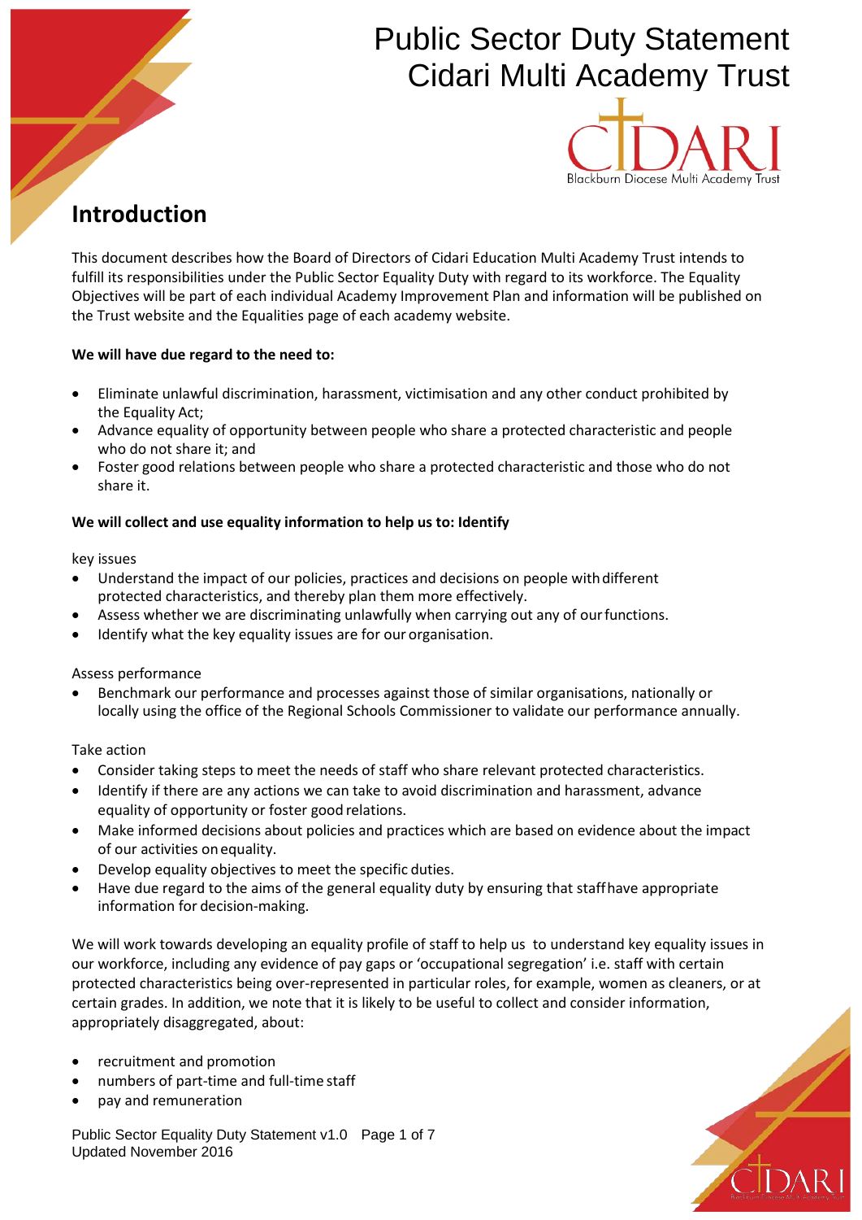# Public Sector Duty Statement
# Cidari Multi Academy Trust

## Introduction

This document describes how the Board of Directors of Cidari Education Multi Academy Trust intends to fulfill its responsibilities under the Public Sector Equality Duty with regard to its workforce. The Equality Objectives will be part of each individual Academy Improvement Plan and information will be published on the Trust website and the Equalities page of each academy website.

**We will have due regard to the need to:**

- Eliminate unlawful discrimination, harassment, victimisation and any other conduct prohibited by the Equality Act;
- Advance equality of opportunity between people who share a protected characteristic and people who do not share it; and
- Foster good relations between people who share a protected characteristic and those who do not share it.

**We will collect and use equality information to help us to: Identify**

key issues

- Understand the impact of our policies, practices and decisions on people with different protected characteristics, and thereby plan them more effectively.
- Assess whether we are discriminating unlawfully when carrying out any of our functions.
- Identify what the key equality issues are for our organisation.

Assess performance

- Benchmark our performance and processes against those of similar organisations, nationally or locally using the office of the Regional Schools Commissioner to validate our performance annually.

Take action

- Consider taking steps to meet the needs of staff who share relevant protected characteristics.
- Identify if there are any actions we can take to avoid discrimination and harassment, advance equality of opportunity or foster good relations.
- Make informed decisions about policies and practices which are based on evidence about the impact of our activities on equality.
- Develop equality objectives to meet the specific duties.
- Have due regard to the aims of the general equality duty by ensuring that staff have appropriate information for decision-making.

We will work towards developing an equality profile of staff to help us to understand key equality issues in our workforce, including any evidence of pay gaps or 'occupational segregation' i.e. staff with certain protected characteristics being over-represented in particular roles, for example, women as cleaners, or at certain grades. In addition, we note that it is likely to be useful to collect and consider information, appropriately disaggregated, about:

- recruitment and promotion
- numbers of part-time and full-time staff
- pay and remuneration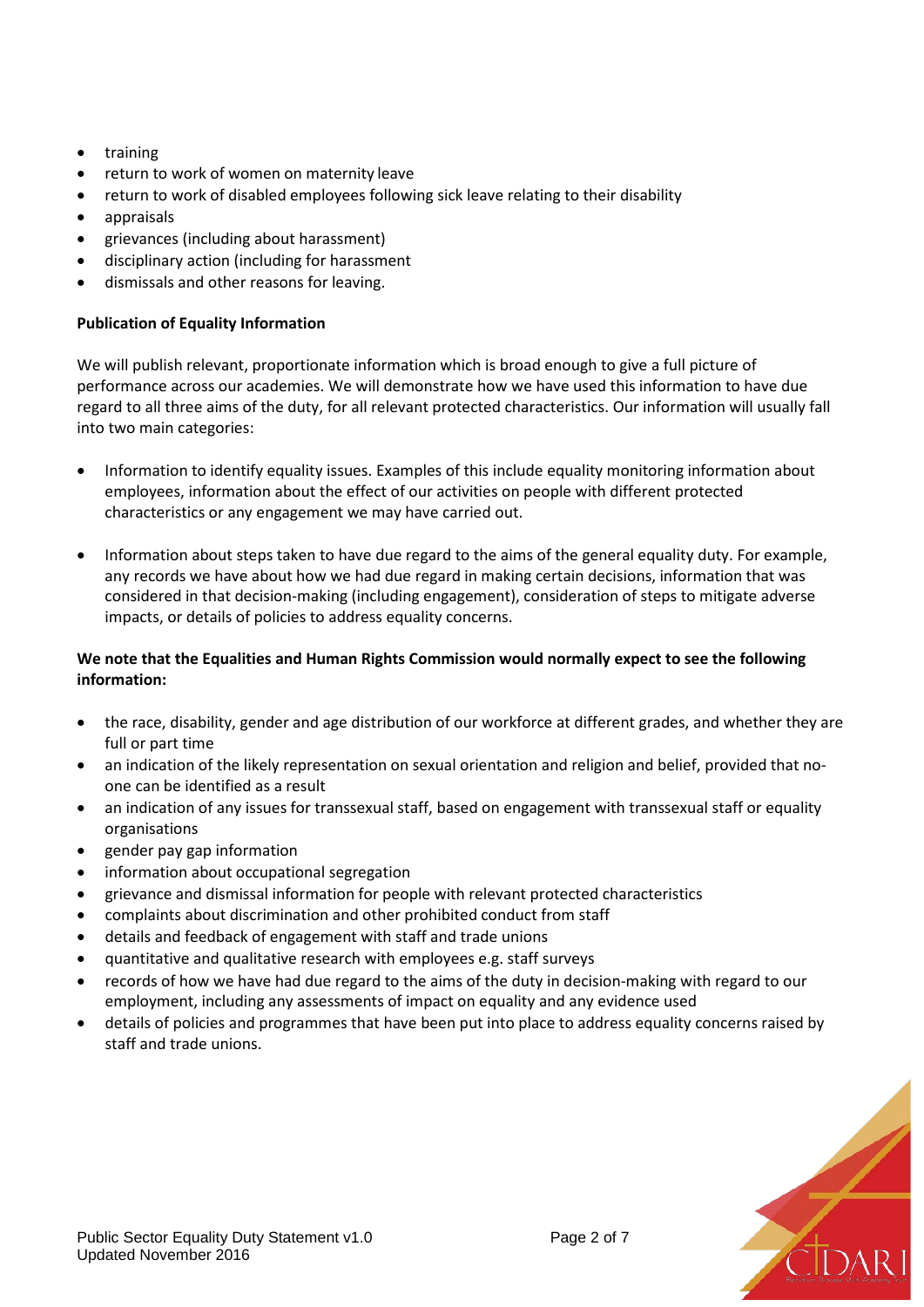- training
- return to work of women on maternity leave
- return to work of disabled employees following sick leave relating to their disability
- appraisals
- grievances (including about harassment)
- disciplinary action (including for harassment
- dismissals and other reasons for leaving.

**Publication of Equality Information**

We will publish relevant, proportionate information which is broad enough to give a full picture of performance across our academies. We will demonstrate how we have used this information to have due regard to all three aims of the duty, for all relevant protected characteristics. Our information will usually fall into two main categories:

- Information to identify equality issues. Examples of this include equality monitoring information about employees, information about the effect of our activities on people with different protected characteristics or any engagement we may have carried out.

- Information about steps taken to have due regard to the aims of the general equality duty. For example, any records we have about how we had due regard in making certain decisions, information that was considered in that decision-making (including engagement), consideration of steps to mitigate adverse impacts, or details of policies to address equality concerns.

**We note that the Equalities and Human Rights Commission would normally expect to see the following information:**

- the race, disability, gender and age distribution of our workforce at different grades, and whether they are full or part time
- an indication of the likely representation on sexual orientation and religion and belief, provided that no-one can be identified as a result
- an indication of any issues for transsexual staff, based on engagement with transsexual staff or equality organisations
- gender pay gap information
- information about occupational segregation
- grievance and dismissal information for people with relevant protected characteristics
- complaints about discrimination and other prohibited conduct from staff
- details and feedback of engagement with staff and trade unions
- quantitative and qualitative research with employees e.g. staff surveys
- records of how we have had due regard to the aims of the duty in decision-making with regard to our employment, including any assessments of impact on equality and any evidence used
- details of policies and programmes that have been put into place to address equality concerns raised by staff and trade unions.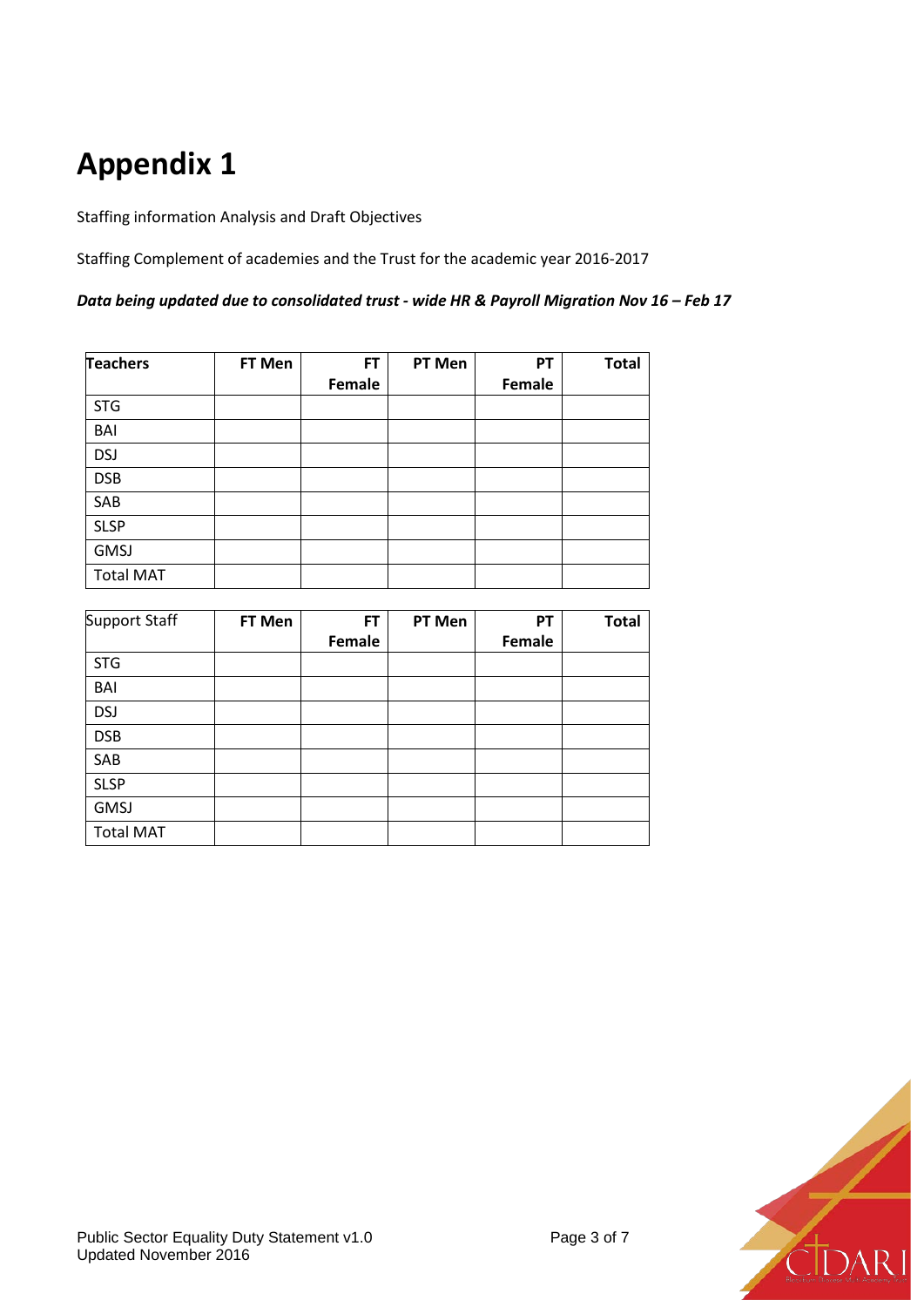# Appendix 1

Staffing information Analysis and Draft Objectives

Staffing Complement of academies and the Trust for the academic year 2016-2017

***Data being updated due to consolidated trust - wide HR & Payroll Migration Nov 16 – Feb 17***

| **Teachers** | **FT Men** | **FT Female** | **PT Men** | **PT Female** | **Total** |
|---|---|---|---|---|---|
| STG | | | | | |
| BAI | | | | | |
| DSJ | | | | | |
| DSB | | | | | |
| SAB | | | | | |
| SLSP | | | | | |
| GMSJ | | | | | |
| Total MAT | | | | | |

| Support Staff | **FT Men** | **FT Female** | **PT Men** | **PT Female** | **Total** |
|---|---|---|---|---|---|
| STG | | | | | |
| BAI | | | | | |
| DSJ | | | | | |
| DSB | | | | | |
| SAB | | | | | |
| SLSP | | | | | |
| GMSJ | | | | | |
| Total MAT | | | | | |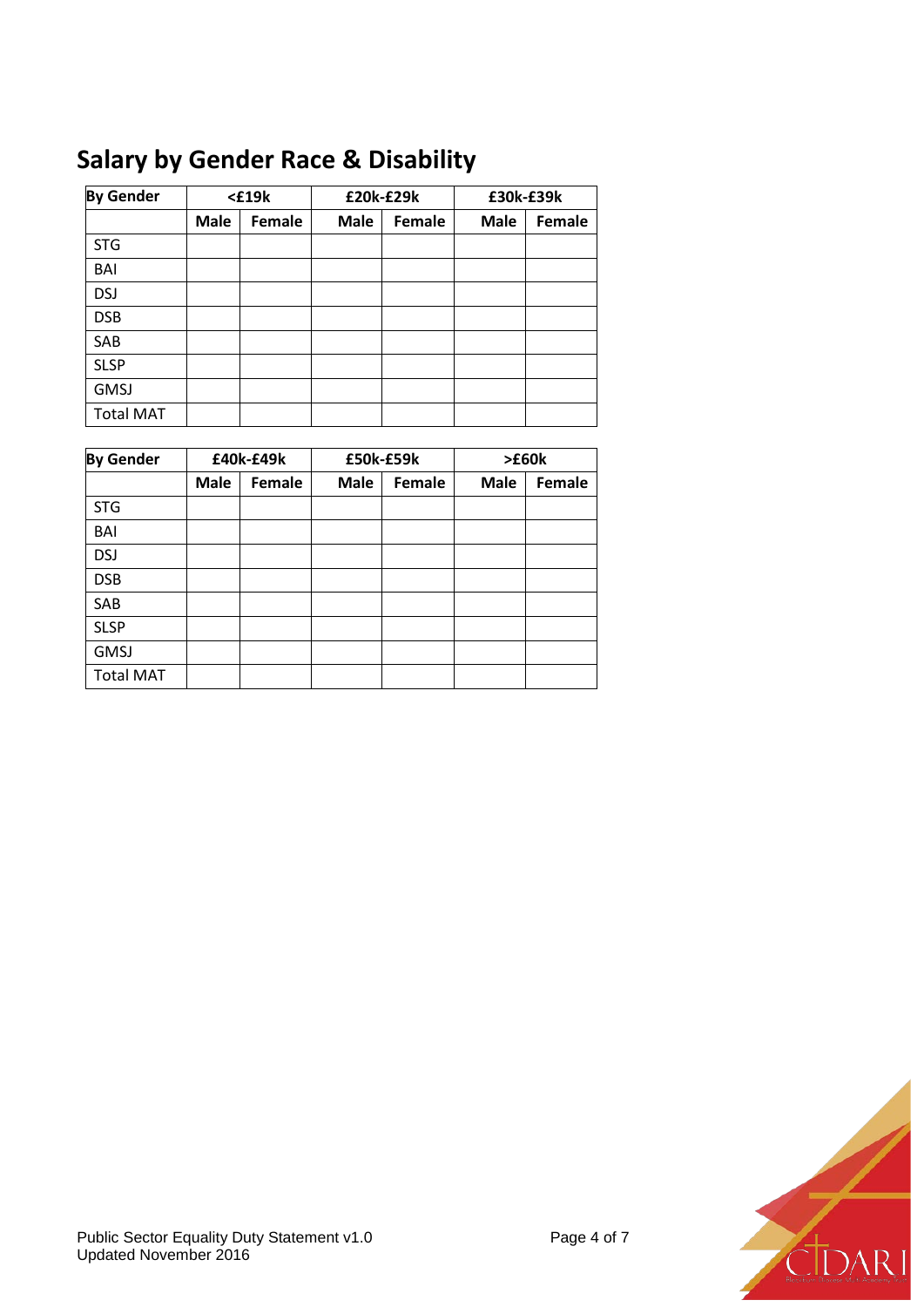## Salary by Gender Race & Disability

| By Gender | <£19k | | £20k-£29k | | £30k-£39k | |
|---|---|---|---|---|---|---|
| | Male | Female | Male | Female | Male | Female |
| STG | | | | | | |
| BAI | | | | | | |
| DSJ | | | | | | |
| DSB | | | | | | |
| SAB | | | | | | |
| SLSP | | | | | | |
| GMSJ | | | | | | |
| Total MAT | | | | | | |

| By Gender | £40k-£49k | | £50k-£59k | | >£60k | |
|---|---|---|---|---|---|---|
| | Male | Female | Male | Female | Male | Female |
| STG | | | | | | |
| BAI | | | | | | |
| DSJ | | | | | | |
| DSB | | | | | | |
| SAB | | | | | | |
| SLSP | | | | | | |
| GMSJ | | | | | | |
| Total MAT | | | | | | |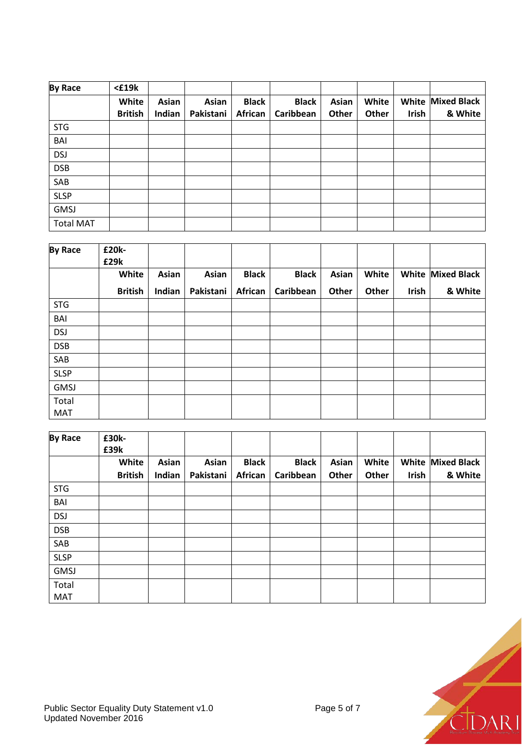| By Race | <£19k | | | | | | | | |
|---|---|---|---|---|---|---|---|---|---|
| | White British | Asian Indian | Asian Pakistani | Black African | Black Caribbean | Asian Other | White Other | White Irish | Mixed Black & White |
| STG | | | | | | | | | |
| BAI | | | | | | | | | |
| DSJ | | | | | | | | | |
| DSB | | | | | | | | | |
| SAB | | | | | | | | | |
| SLSP | | | | | | | | | |
| GMSJ | | | | | | | | | |
| Total MAT | | | | | | | | | |

| By Race | £20k-£29k | | | | | | | | |
|---|---|---|---|---|---|---|---|---|---|
| | White British | Asian Indian | Asian Pakistani | Black African | Black Caribbean | Asian Other | White Other | White Irish | Mixed Black & White |
| STG | | | | | | | | | |
| BAI | | | | | | | | | |
| DSJ | | | | | | | | | |
| DSB | | | | | | | | | |
| SAB | | | | | | | | | |
| SLSP | | | | | | | | | |
| GMSJ | | | | | | | | | |
| Total MAT | | | | | | | | | |

| By Race | £30k-£39k | | | | | | | | |
|---|---|---|---|---|---|---|---|---|---|
| | White British | Asian Indian | Asian Pakistani | Black African | Black Caribbean | Asian Other | White Other | White Irish | Mixed Black & White |
| STG | | | | | | | | | |
| BAI | | | | | | | | | |
| DSJ | | | | | | | | | |
| DSB | | | | | | | | | |
| SAB | | | | | | | | | |
| SLSP | | | | | | | | | |
| GMSJ | | | | | | | | | |
| Total MAT | | | | | | | | | |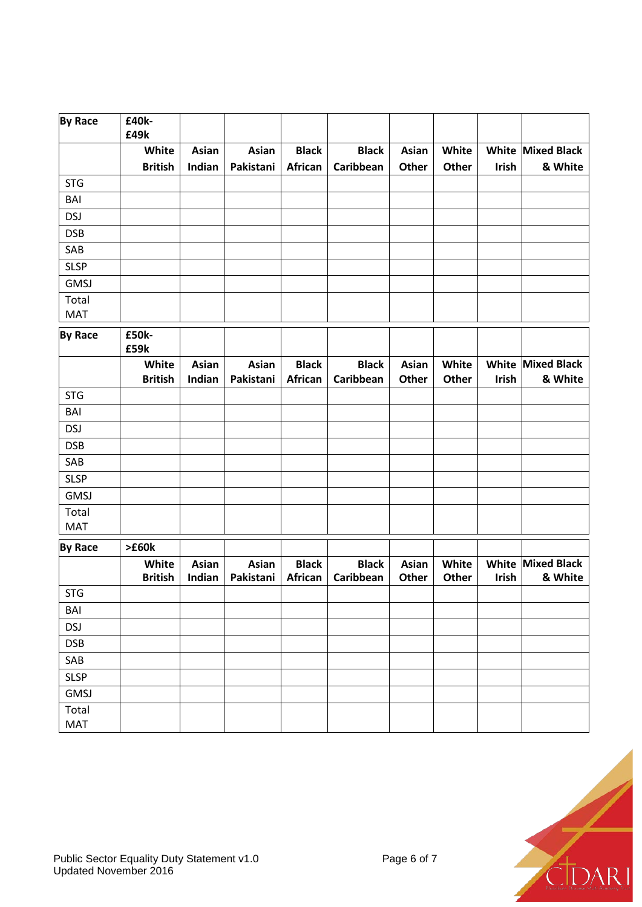| By Race | £40k-£49k | | | | | | | | |
|---|---|---|---|---|---|---|---|---|---|
| | White British | Asian Indian | Asian Pakistani | Black African | Black Caribbean | Asian Other | White Other | White Irish | Mixed Black & White |
| STG | | | | | | | | | |
| BAI | | | | | | | | | |
| DSJ | | | | | | | | | |
| DSB | | | | | | | | | |
| SAB | | | | | | | | | |
| SLSP | | | | | | | | | |
| GMSJ | | | | | | | | | |
| Total MAT | | | | | | | | | |

| By Race | £50k-£59k | | | | | | | | |
|---|---|---|---|---|---|---|---|---|---|
| | White British | Asian Indian | Asian Pakistani | Black African | Black Caribbean | Asian Other | White Other | White Irish | Mixed Black & White |
| STG | | | | | | | | | |
| BAI | | | | | | | | | |
| DSJ | | | | | | | | | |
| DSB | | | | | | | | | |
| SAB | | | | | | | | | |
| SLSP | | | | | | | | | |
| GMSJ | | | | | | | | | |
| Total MAT | | | | | | | | | |

| By Race | >£60k | | | | | | | | |
|---|---|---|---|---|---|---|---|---|---|
| | White British | Asian Indian | Asian Pakistani | Black African | Black Caribbean | Asian Other | White Other | White Irish | Mixed Black & White |
| STG | | | | | | | | | |
| BAI | | | | | | | | | |
| DSJ | | | | | | | | | |
| DSB | | | | | | | | | |
| SAB | | | | | | | | | |
| SLSP | | | | | | | | | |
| GMSJ | | | | | | | | | |
| Total MAT | | | | | | | | | |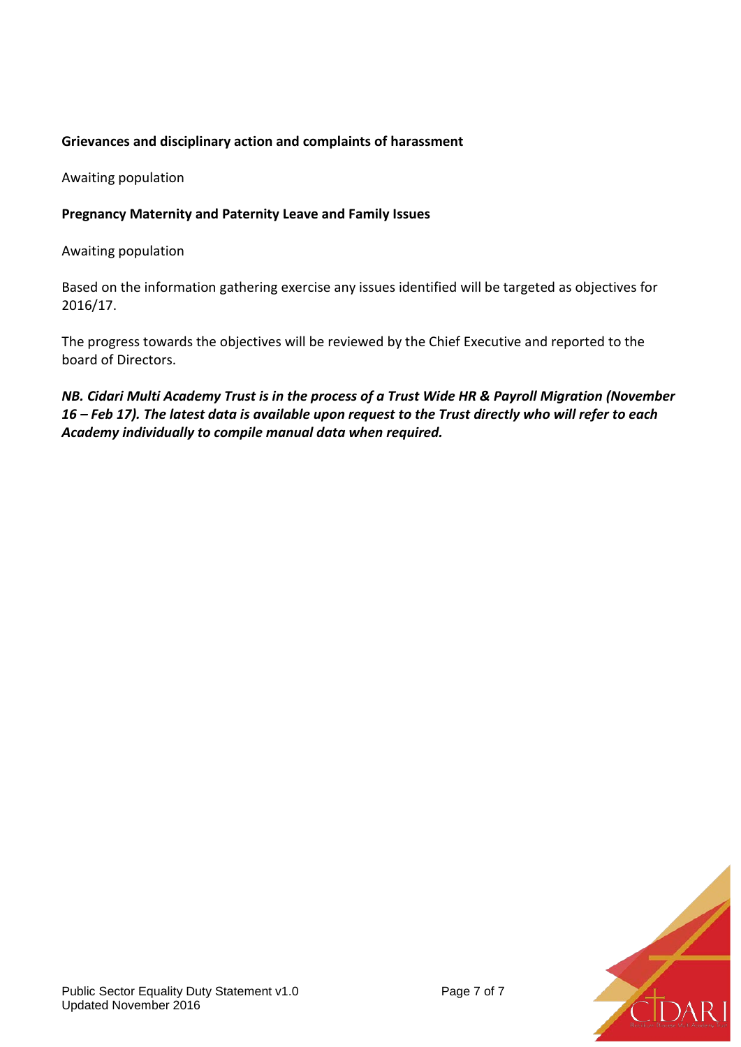**Grievances and disciplinary action and complaints of harassment**

Awaiting population

**Pregnancy Maternity and Paternity Leave and Family Issues**

Awaiting population

Based on the information gathering exercise any issues identified will be targeted as objectives for 2016/17.

The progress towards the objectives will be reviewed by the Chief Executive and reported to the board of Directors.

***NB. Cidari Multi Academy Trust is in the process of a Trust Wide HR & Payroll Migration (November 16 – Feb 17). The latest data is available upon request to the Trust directly who will refer to each Academy individually to compile manual data when required.***